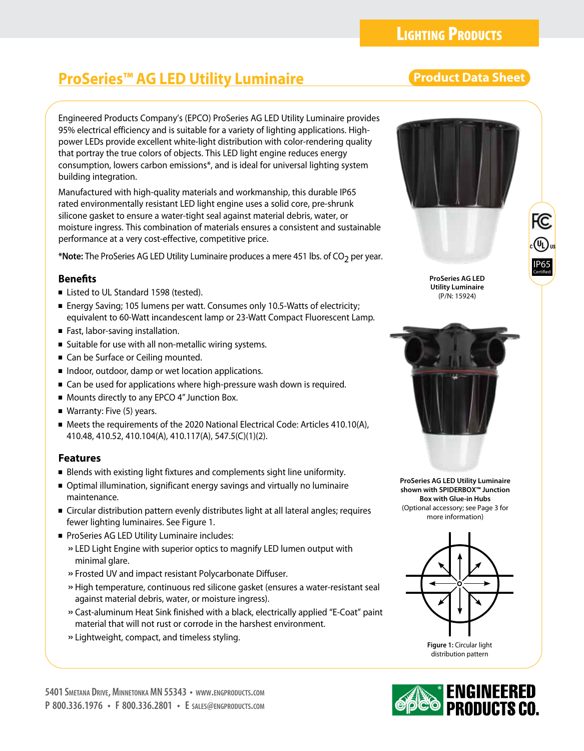Lighting Products

# ProSeries™ AG LED Utility Luminaire

Product Data Sheet

Engineered Products Company's (EPCO) ProSeries AG LED Utility Luminaire provides 95% electrical efficiency and is suitable for a variety of lighting applications. High-power LEDs provide excellent white-light distribution with color-rendering quality that portray the true colors of objects. This LED light engine reduces energy consumption, lowers carbon emissions*, and is ideal for universal lighting system building integration.

Manufactured with high-quality materials and workmanship, this durable IP65 rated environmentally resistant LED light engine uses a solid core, pre-shrunk silicone gasket to ensure a water-tight seal against material debris, water, or moisture ingress. This combination of materials ensures a consistent and sustainable performance at a very cost-effective, competitive price.

***Note:** The ProSeries AG LED Utility Luminaire produces a mere 451 lbs. of $CO_2$ per year.

**ProSeries AG LED Utility Luminaire** (P/N: 15924)

IP65 Certified

### Benefits

- Listed to UL Standard 1598 (tested).
- Energy Saving; 105 lumens per watt. Consumes only 10.5-Watts of electricity; equivalent to 60-Watt incandescent lamp or 23-Watt Compact Fluorescent Lamp.
- Fast, labor-saving installation.
- Suitable for use with all non-metallic wiring systems.
- Can be Surface or Ceiling mounted.
- Indoor, outdoor, damp or wet location applications.
- Can be used for applications where high-pressure wash down is required.
- Mounts directly to any EPCO 4" Junction Box.
- Warranty: Five (5) years.
- Meets the requirements of the 2020 National Electrical Code: Articles 410.10(A), 410.48, 410.52, 410.104(A), 410.117(A), 547.5(C)(1)(2).

**ProSeries AG LED Utility Luminaire shown with SPIDERBOX™ Junction Box with Glue-in Hubs** (Optional accessory; see Page 3 for more information)

### Features

- Blends with existing light fixtures and complements sight line uniformity.
- Optimal illumination, significant energy savings and virtually no luminaire maintenance.
- Circular distribution pattern evenly distributes light at all lateral angles; requires fewer lighting luminaires. See Figure 1.
- ProSeries AG LED Utility Luminaire includes:
  - » LED Light Engine with superior optics to magnify LED lumen output with minimal glare.
  - » Frosted UV and impact resistant Polycarbonate Diffuser.
  - » High temperature, continuous red silicone gasket (ensures a water-resistant seal against material debris, water, or moisture ingress).
  - » Cast-aluminum Heat Sink finished with a black, electrically applied "E-Coat" paint material that will not rust or corrode in the harshest environment.
  - » Lightweight, compact, and timeless styling.

**Figure 1:** Circular light distribution pattern

5401 Smetana Drive, Minnetonka MN 55343 • www.engproducts.com
P 800.336.1976 • F 800.336.2801 • E sales@engproducts.com

ENGINEERED PRODUCTS CO.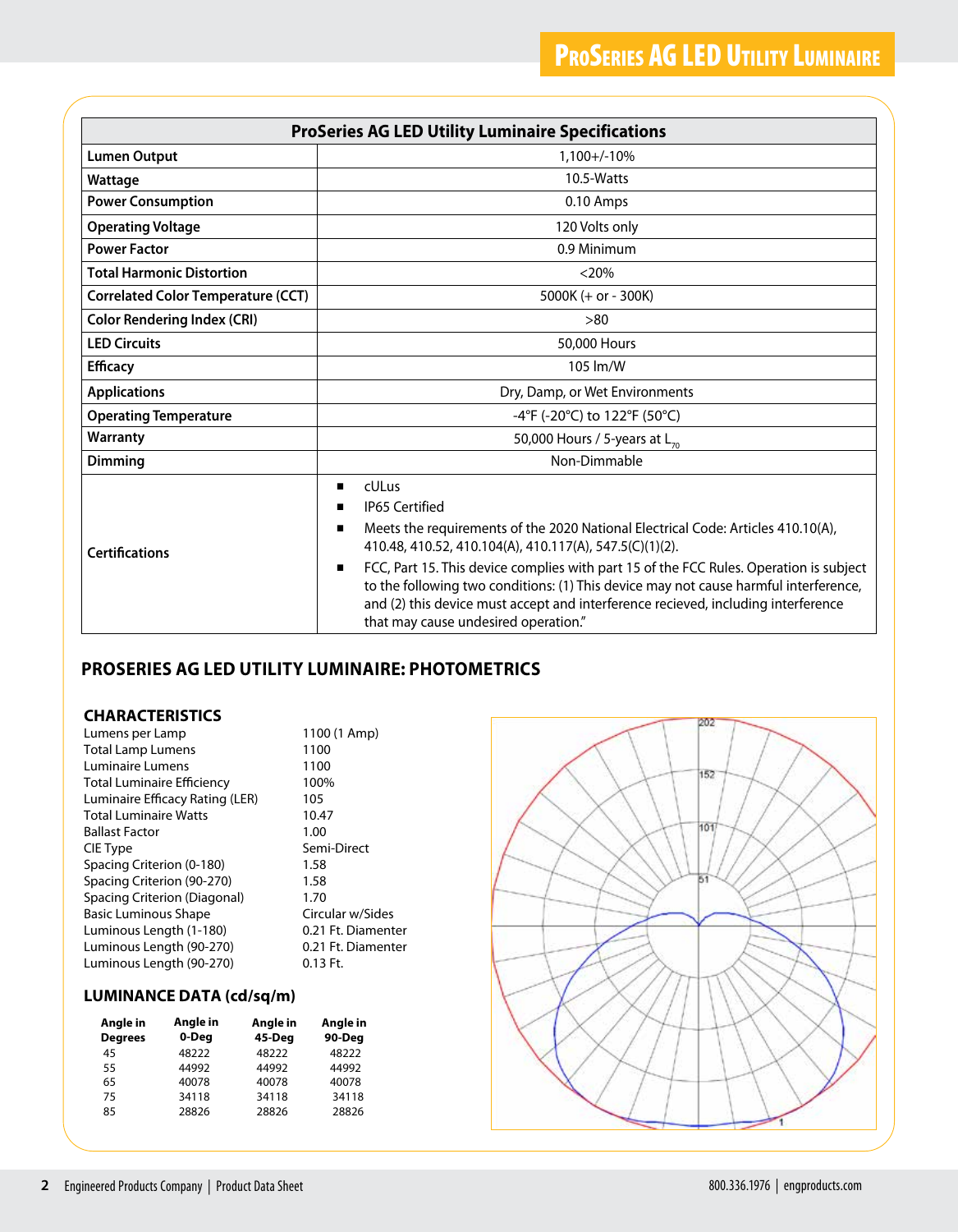| ProSeries AG LED Utility Luminaire Specifications | |
|---|---|
| **Lumen Output** | 1,100+/-10% |
| **Wattage** | 10.5-Watts |
| **Power Consumption** | 0.10 Amps |
| **Operating Voltage** | 120 Volts only |
| **Power Factor** | 0.9 Minimum |
| **Total Harmonic Distortion** | <20% |
| **Correlated Color Temperature (CCT)** | 5000K (+ or - 300K) |
| **Color Rendering Index (CRI)** | >80 |
| **LED Circuits** | 50,000 Hours |
| **Efficacy** | 105 lm/W |
| **Applications** | Dry, Damp, or Wet Environments |
| **Operating Temperature** | -4°F (-20°C) to 122°F (50°C) |
| **Warranty** | 50,000 Hours / 5-years at $L_{70}$ |
| **Dimming** | Non-Dimmable |
| **Certifications** | ■ cULus<br>■ IP65 Certified<br>■ Meets the requirements of the 2020 National Electrical Code: Articles 410.10(A), 410.48, 410.52, 410.104(A), 410.117(A), 547.5(C)(1)(2).<br>■ FCC, Part 15. This device complies with part 15 of the FCC Rules. Operation is subject to the following two conditions: (1) This device may not cause harmful interference, and (2) this device must accept and interference recieved, including interference that may cause undesired operation." |

## PROSERIES AG LED UTILITY LUMINAIRE: PHOTOMETRICS

### CHARACTERISTICS

| | |
|---|---|
| Lumens per Lamp | 1100 (1 Amp) |
| Total Lamp Lumens | 1100 |
| Luminaire Lumens | 1100 |
| Total Luminaire Efficiency | 100% |
| Luminaire Efficacy Rating (LER) | 105 |
| Total Luminaire Watts | 10.47 |
| Ballast Factor | 1.00 |
| CIE Type | Semi-Direct |
| Spacing Criterion (0-180) | 1.58 |
| Spacing Criterion (90-270) | 1.58 |
| Spacing Criterion (Diagonal) | 1.70 |
| Basic Luminous Shape | Circular w/Sides |
| Luminous Length (1-180) | 0.21 Ft. Diamenter |
| Luminous Length (90-270) | 0.21 Ft. Diamenter |
| Luminous Length (90-270) | 0.13 Ft. |

### LUMINANCE DATA (cd/sq/m)

| Angle in Degrees | Angle in 0-Deg | Angle in 45-Deg | Angle in 90-Deg |
|---|---|---|---|
| 45 | 48222 | 48222 | 48222 |
| 55 | 44992 | 44992 | 44992 |
| 65 | 40078 | 40078 | 40078 |
| 75 | 34118 | 34118 | 34118 |
| 85 | 28826 | 28826 | 28826 |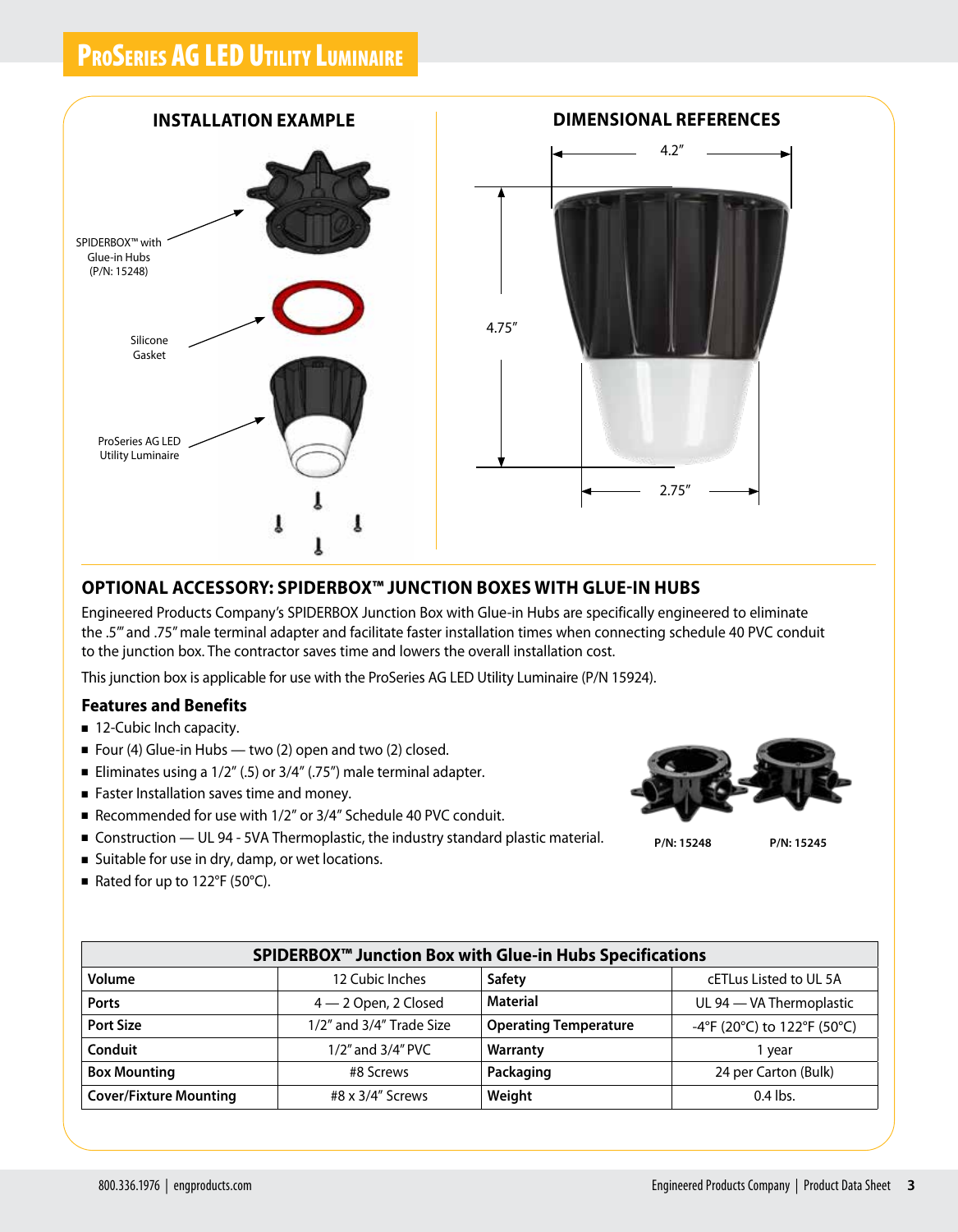# ProSeries AG LED Utility Luminaire

## INSTALLATION EXAMPLE

SPIDERBOX™ with Glue-in Hubs (P/N: 15248)

Silicone Gasket

ProSeries AG LED Utility Luminaire

## DIMENSIONAL REFERENCES

4.2″

4.75″

2.75″

## OPTIONAL ACCESSORY: SPIDERBOX™ JUNCTION BOXES WITH GLUE-IN HUBS

Engineered Products Company's SPIDERBOX Junction Box with Glue-in Hubs are specifically engineered to eliminate the .5″' and .75″ male terminal adapter and facilitate faster installation times when connecting schedule 40 PVC conduit to the junction box. The contractor saves time and lowers the overall installation cost.

This junction box is applicable for use with the ProSeries AG LED Utility Luminaire (P/N 15924).

### Features and Benefits

- 12-Cubic Inch capacity.
- Four (4) Glue-in Hubs — two (2) open and two (2) closed.
- Eliminates using a 1/2″ (.5) or 3/4″ (.75″) male terminal adapter.
- Faster Installation saves time and money.
- Recommended for use with 1/2″ or 3/4″ Schedule 40 PVC conduit.
- Construction — UL 94 - 5VA Thermoplastic, the industry standard plastic material.
- Suitable for use in dry, damp, or wet locations.
- Rated for up to 122°F (50°C).

P/N: 15248 P/N: 15245

| SPIDERBOX™ Junction Box with Glue-in Hubs Specifications | | | |
|---|---|---|---|
| **Volume** | 12 Cubic Inches | **Safety** | cETLus Listed to UL 5A |
| **Ports** | 4 — 2 Open, 2 Closed | **Material** | UL 94 — VA Thermoplastic |
| **Port Size** | 1/2″ and 3/4″ Trade Size | **Operating Temperature** | -4°F (20°C) to 122°F (50°C) |
| **Conduit** | 1/2″ and 3/4″ PVC | **Warranty** | 1 year |
| **Box Mounting** | #8 Screws | **Packaging** | 24 per Carton (Bulk) |
| **Cover/Fixture Mounting** | #8 x 3/4″ Screws | **Weight** | 0.4 lbs. |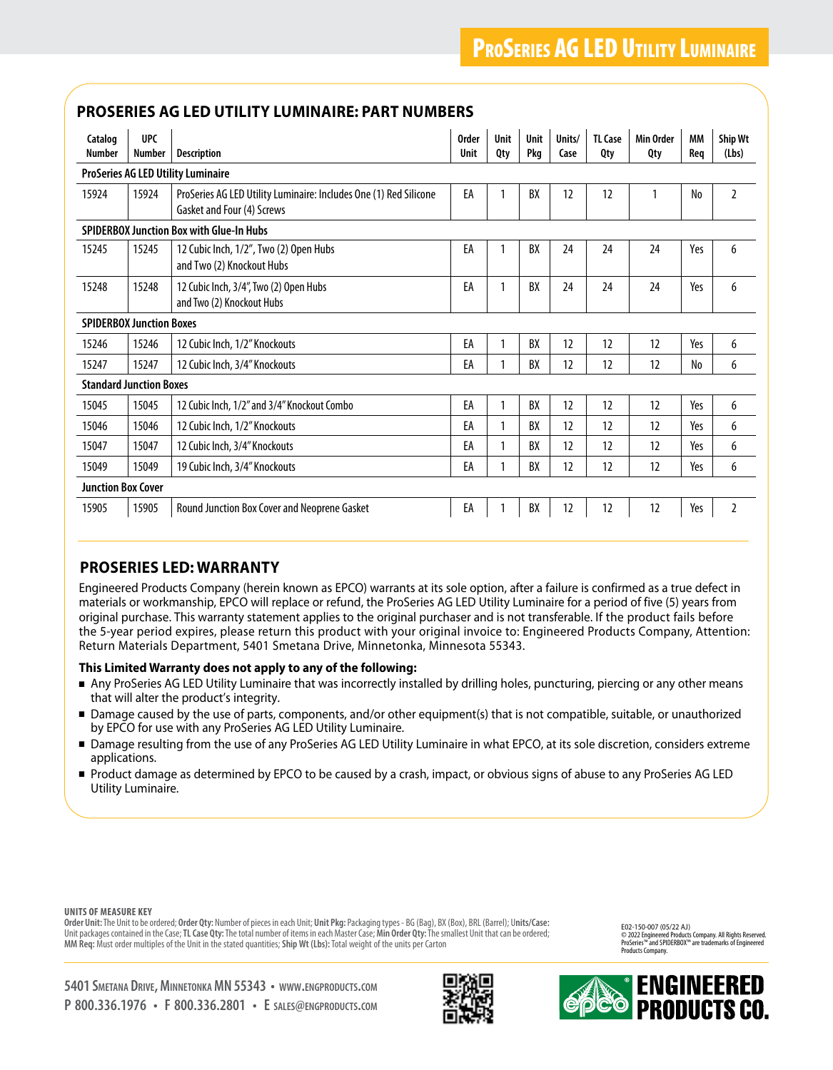# ProSeries AG LED Utility Luminaire

## PROSERIES AG LED UTILITY LUMINAIRE: PART NUMBERS

| Catalog Number | UPC Number | Description | Order Unit | Unit Qty | Unit Pkg | Units/ Case | TL Case Qty | Min Order Qty | MM Req | Ship Wt (Lbs) |
|---|---|---|---|---|---|---|---|---|---|---|
| **ProSeries AG LED Utility Luminaire** | | | | | | | | | | |
| 15924 | 15924 | ProSeries AG LED Utility Luminaire: Includes One (1) Red Silicone Gasket and Four (4) Screws | EA | 1 | BX | 12 | 12 | 1 | No | 2 |
| **SPIDERBOX Junction Box with Glue-In Hubs** | | | | | | | | | | |
| 15245 | 15245 | 12 Cubic Inch, 1/2", Two (2) Open Hubs and Two (2) Knockout Hubs | EA | 1 | BX | 24 | 24 | 24 | Yes | 6 |
| 15248 | 15248 | 12 Cubic Inch, 3/4", Two (2) Open Hubs and Two (2) Knockout Hubs | EA | 1 | BX | 24 | 24 | 24 | Yes | 6 |
| **SPIDERBOX Junction Boxes** | | | | | | | | | | |
| 15246 | 15246 | 12 Cubic Inch, 1/2" Knockouts | EA | 1 | BX | 12 | 12 | 12 | Yes | 6 |
| 15247 | 15247 | 12 Cubic Inch, 3/4" Knockouts | EA | 1 | BX | 12 | 12 | 12 | No | 6 |
| **Standard Junction Boxes** | | | | | | | | | | |
| 15045 | 15045 | 12 Cubic Inch, 1/2" and 3/4" Knockout Combo | EA | 1 | BX | 12 | 12 | 12 | Yes | 6 |
| 15046 | 15046 | 12 Cubic Inch, 1/2" Knockouts | EA | 1 | BX | 12 | 12 | 12 | Yes | 6 |
| 15047 | 15047 | 12 Cubic Inch, 3/4" Knockouts | EA | 1 | BX | 12 | 12 | 12 | Yes | 6 |
| 15049 | 15049 | 19 Cubic Inch, 3/4" Knockouts | EA | 1 | BX | 12 | 12 | 12 | Yes | 6 |
| **Junction Box Cover** | | | | | | | | | | |
| 15905 | 15905 | Round Junction Box Cover and Neoprene Gasket | EA | 1 | BX | 12 | 12 | 12 | Yes | 2 |

## PROSERIES LED: WARRANTY

Engineered Products Company (herein known as EPCO) warrants at its sole option, after a failure is confirmed as a true defect in materials or workmanship, EPCO will replace or refund, the ProSeries AG LED Utility Luminaire for a period of five (5) years from original purchase. This warranty statement applies to the original purchaser and is not transferable. If the product fails before the 5-year period expires, please return this product with your original invoice to: Engineered Products Company, Attention: Return Materials Department, 5401 Smetana Drive, Minnetonka, Minnesota 55343.

**This Limited Warranty does not apply to any of the following:**

- Any ProSeries AG LED Utility Luminaire that was incorrectly installed by drilling holes, puncturing, piercing or any other means that will alter the product's integrity.
- Damage caused by the use of parts, components, and/or other equipment(s) that is not compatible, suitable, or unauthorized by EPCO for use with any ProSeries AG LED Utility Luminaire.
- Damage resulting from the use of any ProSeries AG LED Utility Luminaire in what EPCO, at its sole discretion, considers extreme applications.
- Product damage as determined by EPCO to be caused by a crash, impact, or obvious signs of abuse to any ProSeries AG LED Utility Luminaire.

**UNITS OF MEASURE KEY**

**Order Unit:** The Unit to be ordered; **Order Qty:** Number of pieces in each Unit; **Unit Pkg:** Packaging types - BG (Bag), BX (Box), BRL (Barrel); **Units/Case:** Unit packages contained in the Case; **TL Case Qty:** The total number of items in each Master Case; **Min Order Qty:** The smallest Unit that can be ordered; **MM Req:** Must order multiples of the Unit in the stated quantities; **Ship Wt (Lbs):** Total weight of the units per Carton

E02-150-007 (05/22 AJ)
© 2022 Engineered Products Company. All Rights Reserved. ProSeries™ and SPIDERBOX™ are trademarks of Engineered Products Company.

5401 Smetana Drive, Minnetonka MN 55343 • www.engproducts.com
P 800.336.1976 • F 800.336.2801 • E sales@engproducts.com

ENGINEERED PRODUCTS CO.